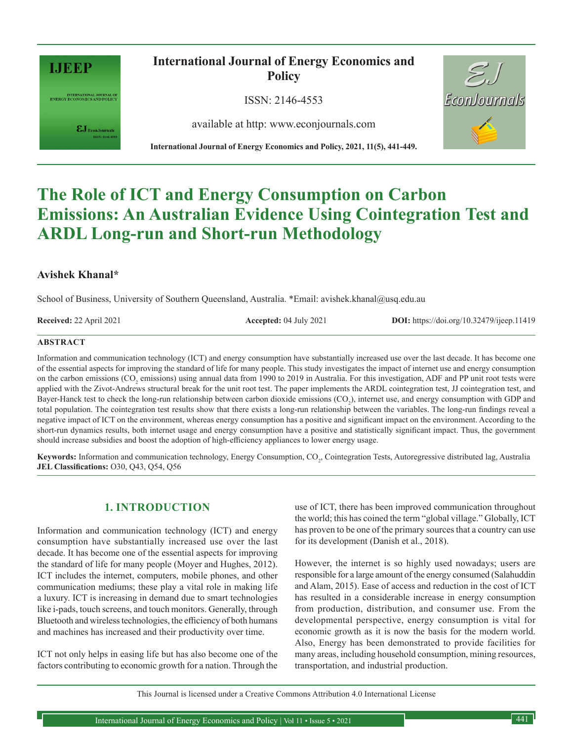International Journal of Energy Economics and Policy

ISSN: 2146-4553

available at http: www.econjournals.com

International Journal of Energy Economics and Policy, 2021, 11(5), 441-449.

# The Role of ICT and Energy Consumption on Carbon Emissions: An Australian Evidence Using Cointegration Test and ARDL Long-run and Short-run Methodology

**Avishek Khanal***

School of Business, University of Southern Queensland, Australia. *Email: avishek.khanal@usq.edu.au

**Received:** 22 April 2021 **Accepted:** 04 July 2021 **DOI:** https://doi.org/10.32479/ijeep.11419

## ABSTRACT

Information and communication technology (ICT) and energy consumption have substantially increased use over the last decade. It has become one of the essential aspects for improving the standard of life for many people. This study investigates the impact of internet use and energy consumption on the carbon emissions ($CO_2$ emissions) using annual data from 1990 to 2019 in Australia. For this investigation, ADF and PP unit root tests were applied with the Zivot-Andrews structural break for the unit root test. The paper implements the ARDL cointegration test, JJ cointegration test, and Bayer-Hanck test to check the long-run relationship between carbon dioxide emissions ($CO_2$), internet use, and energy consumption with GDP and total population. The cointegration test results show that there exists a long-run relationship between the variables. The long-run findings reveal a negative impact of ICT on the environment, whereas energy consumption has a positive and significant impact on the environment. According to the short-run dynamics results, both internet usage and energy consumption have a positive and statistically significant impact. Thus, the government should increase subsidies and boost the adoption of high-efficiency appliances to lower energy usage.

**Keywords:** Information and communication technology, Energy Consumption, $CO_2$, Cointegration Tests, Autoregressive distributed lag, Australia
**JEL Classifications:** O30, Q43, Q54, Q56

## 1. INTRODUCTION

Information and communication technology (ICT) and energy consumption have substantially increased use over the last decade. It has become one of the essential aspects for improving the standard of life for many people (Moyer and Hughes, 2012). ICT includes the internet, computers, mobile phones, and other communication mediums; these play a vital role in making life a luxury. ICT is increasing in demand due to smart technologies like i-pads, touch screens, and touch monitors. Generally, through Bluetooth and wireless technologies, the efficiency of both humans and machines has increased and their productivity over time.

ICT not only helps in easing life but has also become one of the factors contributing to economic growth for a nation. Through the use of ICT, there has been improved communication throughout the world; this has coined the term "global village." Globally, ICT has proven to be one of the primary sources that a country can use for its development (Danish et al., 2018).

However, the internet is so highly used nowadays; users are responsible for a large amount of the energy consumed (Salahuddin and Alam, 2015). Ease of access and reduction in the cost of ICT has resulted in a considerable increase in energy consumption from production, distribution, and consumer use. From the developmental perspective, energy consumption is vital for economic growth as it is now the basis for the modern world. Also, Energy has been demonstrated to provide facilities for many areas, including household consumption, mining resources, transportation, and industrial production.

This Journal is licensed under a Creative Commons Attribution 4.0 International License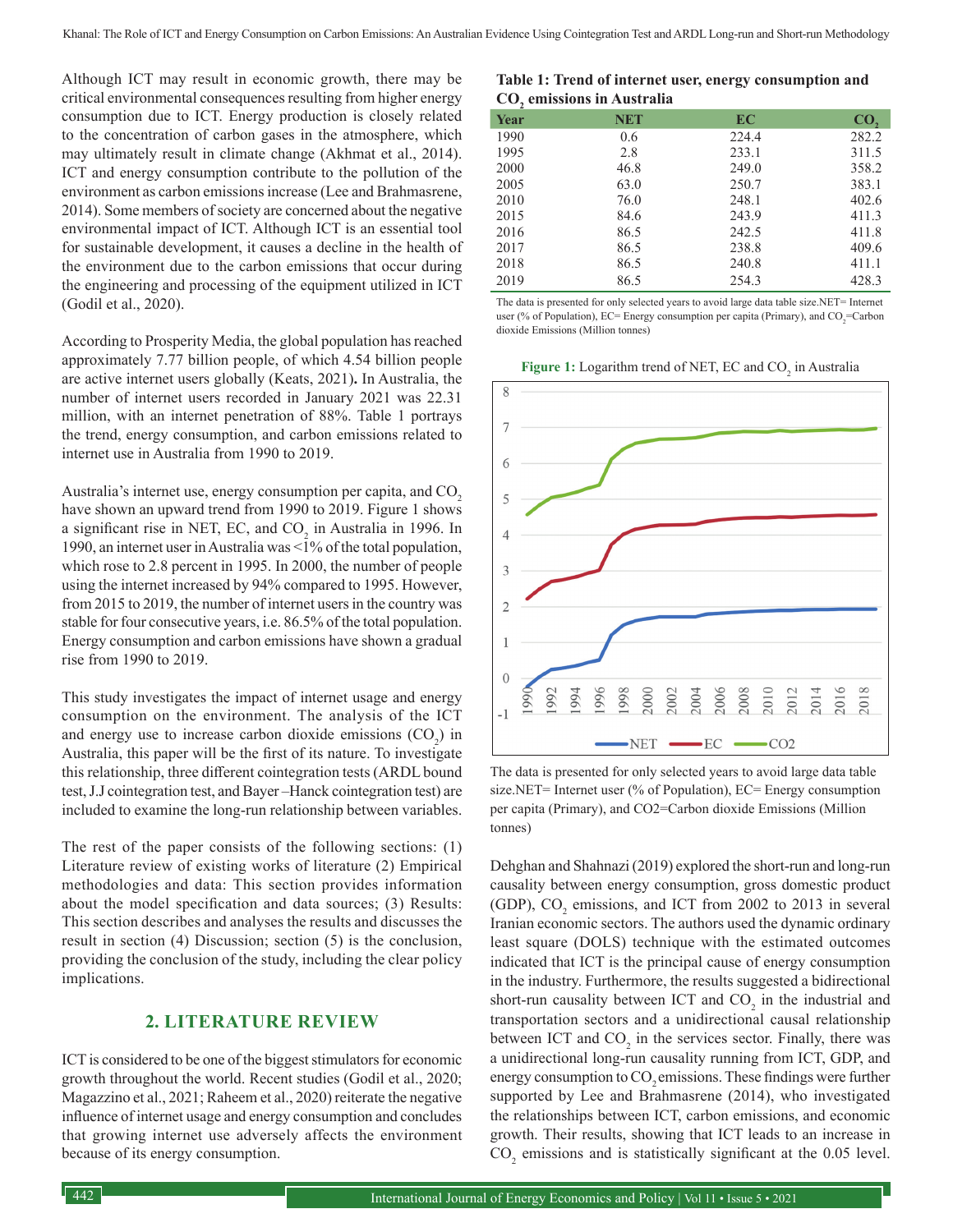Although ICT may result in economic growth, there may be critical environmental consequences resulting from higher energy consumption due to ICT. Energy production is closely related to the concentration of carbon gases in the atmosphere, which may ultimately result in climate change (Akhmat et al., 2014). ICT and energy consumption contribute to the pollution of the environment as carbon emissions increase (Lee and Brahmasrene, 2014). Some members of society are concerned about the negative environmental impact of ICT. Although ICT is an essential tool for sustainable development, it causes a decline in the health of the environment due to the carbon emissions that occur during the engineering and processing of the equipment utilized in ICT (Godil et al., 2020).

According to Prosperity Media, the global population has reached approximately 7.77 billion people, of which 4.54 billion people are active internet users globally (Keats, 2021). In Australia, the number of internet users recorded in January 2021 was 22.31 million, with an internet penetration of 88%. Table 1 portrays the trend, energy consumption, and carbon emissions related to internet use in Australia from 1990 to 2019.

Australia's internet use, energy consumption per capita, and $CO_2$ have shown an upward trend from 1990 to 2019. Figure 1 shows a significant rise in NET, EC, and $CO_2$ in Australia in 1996. In 1990, an internet user in Australia was <1% of the total population, which rose to 2.8 percent in 1995. In 2000, the number of people using the internet increased by 94% compared to 1995. However, from 2015 to 2019, the number of internet users in the country was stable for four consecutive years, i.e. 86.5% of the total population. Energy consumption and carbon emissions have shown a gradual rise from 1990 to 2019.

This study investigates the impact of internet usage and energy consumption on the environment. The analysis of the ICT and energy use to increase carbon dioxide emissions ($CO_2$) in Australia, this paper will be the first of its nature. To investigate this relationship, three different cointegration tests (ARDL bound test, J.J cointegration test, and Bayer –Hanck cointegration test) are included to examine the long-run relationship between variables.

The rest of the paper consists of the following sections: (1) Literature review of existing works of literature (2) Empirical methodologies and data: This section provides information about the model specification and data sources; (3) Results: This section describes and analyses the results and discusses the result in section (4) Discussion; section (5) is the conclusion, providing the conclusion of the study, including the clear policy implications.

**Table 1: Trend of internet user, energy consumption and $CO_2$ emissions in Australia**

| Year | NET | EC | $CO_2$ |
|---|---|---|---|
| 1990 | 0.6 | 224.4 | 282.2 |
| 1995 | 2.8 | 233.1 | 311.5 |
| 2000 | 46.8 | 249.0 | 358.2 |
| 2005 | 63.0 | 250.7 | 383.1 |
| 2010 | 76.0 | 248.1 | 402.6 |
| 2015 | 84.6 | 243.9 | 411.3 |
| 2016 | 86.5 | 242.5 | 411.8 |
| 2017 | 86.5 | 238.8 | 409.6 |
| 2018 | 86.5 | 240.8 | 411.1 |
| 2019 | 86.5 | 254.3 | 428.3 |

The data is presented for only selected years to avoid large data table size. NET= Internet user (% of Population), EC= Energy consumption per capita (Primary), and $CO_2$=Carbon dioxide Emissions (Million tonnes)

**Figure 1:** Logarithm trend of NET, EC and $CO_2$ in Australia

The data is presented for only selected years to avoid large data table size. NET= Internet user (% of Population), EC= Energy consumption per capita (Primary), and CO2=Carbon dioxide Emissions (Million tonnes)

## 2. LITERATURE REVIEW

ICT is considered to be one of the biggest stimulators for economic growth throughout the world. Recent studies (Godil et al., 2020; Magazzino et al., 2021; Raheem et al., 2020) reiterate the negative influence of internet usage and energy consumption and concludes that growing internet use adversely affects the environment because of its energy consumption.

Dehghan and Shahnazi (2019) explored the short-run and long-run causality between energy consumption, gross domestic product (GDP), $CO_2$ emissions, and ICT from 2002 to 2013 in several Iranian economic sectors. The authors used the dynamic ordinary least square (DOLS) technique with the estimated outcomes indicated that ICT is the principal cause of energy consumption in the industry. Furthermore, the results suggested a bidirectional short-run causality between ICT and $CO_2$ in the industrial and transportation sectors and a unidirectional causal relationship between ICT and $CO_2$ in the services sector. Finally, there was a unidirectional long-run causality running from ICT, GDP, and energy consumption to $CO_2$ emissions. These findings were further supported by Lee and Brahmasrene (2014), who investigated the relationships between ICT, carbon emissions, and economic growth. Their results, showing that ICT leads to an increase in $CO_2$ emissions and is statistically significant at the 0.05 level.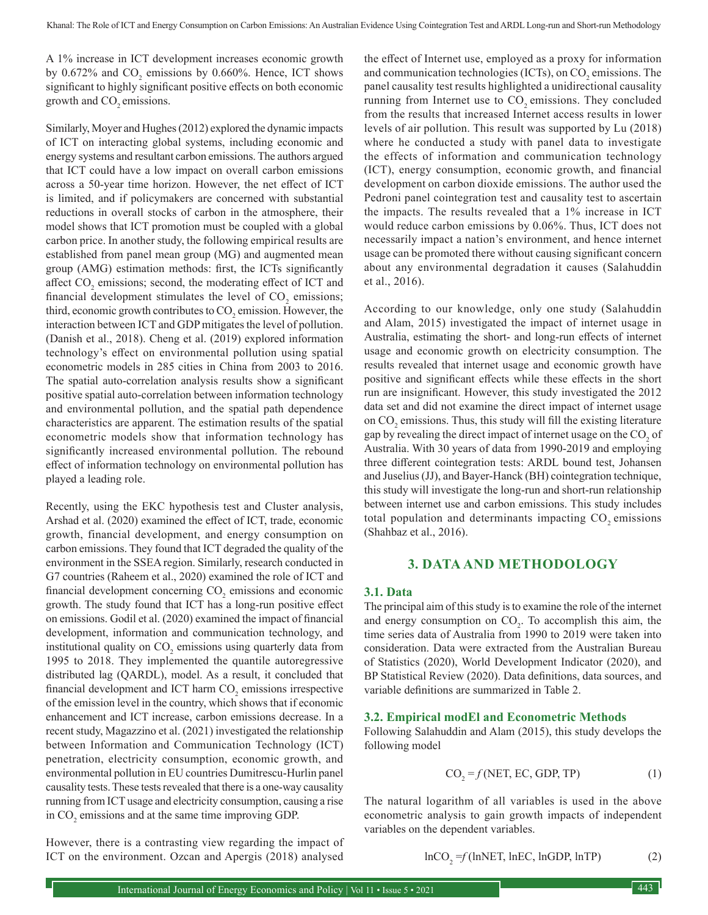A 1% increase in ICT development increases economic growth by 0.672% and $CO_2$ emissions by 0.660%. Hence, ICT shows significant to highly significant positive effects on both economic growth and $CO_2$ emissions.

Similarly, Moyer and Hughes (2012) explored the dynamic impacts of ICT on interacting global systems, including economic and energy systems and resultant carbon emissions. The authors argued that ICT could have a low impact on overall carbon emissions across a 50-year time horizon. However, the net effect of ICT is limited, and if policymakers are concerned with substantial reductions in overall stocks of carbon in the atmosphere, their model shows that ICT promotion must be coupled with a global carbon price. In another study, the following empirical results are established from panel mean group (MG) and augmented mean group (AMG) estimation methods: first, the ICTs significantly affect $CO_2$ emissions; second, the moderating effect of ICT and financial development stimulates the level of $CO_2$ emissions; third, economic growth contributes to $CO_2$ emission. However, the interaction between ICT and GDP mitigates the level of pollution. (Danish et al., 2018). Cheng et al. (2019) explored information technology's effect on environmental pollution using spatial econometric models in 285 cities in China from 2003 to 2016. The spatial auto-correlation analysis results show a significant positive spatial auto-correlation between information technology and environmental pollution, and the spatial path dependence characteristics are apparent. The estimation results of the spatial econometric models show that information technology has significantly increased environmental pollution. The rebound effect of information technology on environmental pollution has played a leading role.

Recently, using the EKC hypothesis test and Cluster analysis, Arshad et al. (2020) examined the effect of ICT, trade, economic growth, financial development, and energy consumption on carbon emissions. They found that ICT degraded the quality of the environment in the SSEA region. Similarly, research conducted in G7 countries (Raheem et al., 2020) examined the role of ICT and financial development concerning $CO_2$ emissions and economic growth. The study found that ICT has a long-run positive effect on emissions. Godil et al. (2020) examined the impact of financial development, information and communication technology, and institutional quality on $CO_2$ emissions using quarterly data from 1995 to 2018. They implemented the quantile autoregressive distributed lag (QARDL), model. As a result, it concluded that financial development and ICT harm $CO_2$ emissions irrespective of the emission level in the country, which shows that if economic enhancement and ICT increase, carbon emissions decrease. In a recent study, Magazzino et al. (2021) investigated the relationship between Information and Communication Technology (ICT) penetration, electricity consumption, economic growth, and environmental pollution in EU countries Dumitrescu-Hurlin panel causality tests. These tests revealed that there is a one-way causality running from ICT usage and electricity consumption, causing a rise in $CO_2$ emissions and at the same time improving GDP.

However, there is a contrasting view regarding the impact of ICT on the environment. Ozcan and Apergis (2018) analysed the effect of Internet use, employed as a proxy for information and communication technologies (ICTs), on $CO_2$ emissions. The panel causality test results highlighted a unidirectional causality running from Internet use to $CO_2$ emissions. They concluded from the results that increased Internet access results in lower levels of air pollution. This result was supported by Lu (2018) where he conducted a study with panel data to investigate the effects of information and communication technology (ICT), energy consumption, economic growth, and financial development on carbon dioxide emissions. The author used the Pedroni panel cointegration test and causality test to ascertain the impacts. The results revealed that a 1% increase in ICT would reduce carbon emissions by 0.06%. Thus, ICT does not necessarily impact a nation's environment, and hence internet usage can be promoted there without causing significant concern about any environmental degradation it causes (Salahuddin et al., 2016).

According to our knowledge, only one study (Salahuddin and Alam, 2015) investigated the impact of internet usage in Australia, estimating the short- and long-run effects of internet usage and economic growth on electricity consumption. The results revealed that internet usage and economic growth have positive and significant effects while these effects in the short run are insignificant. However, this study investigated the 2012 data set and did not examine the direct impact of internet usage on $CO_2$ emissions. Thus, this study will fill the existing literature gap by revealing the direct impact of internet usage on the $CO_2$ of Australia. With 30 years of data from 1990-2019 and employing three different cointegration tests: ARDL bound test, Johansen and Juselius (JJ), and Bayer-Hanck (BH) cointegration technique, this study will investigate the long-run and short-run relationship between internet use and carbon emissions. This study includes total population and determinants impacting $CO_2$ emissions (Shahbaz et al., 2016).

## 3. DATA AND METHODOLOGY

### 3.1. Data

The principal aim of this study is to examine the role of the internet and energy consumption on $CO_2$. To accomplish this aim, the time series data of Australia from 1990 to 2019 were taken into consideration. Data were extracted from the Australian Bureau of Statistics (2020), World Development Indicator (2020), and BP Statistical Review (2020). Data definitions, data sources, and variable definitions are summarized in Table 2.

### 3.2. Empirical modEl and Econometric Methods

Following Salahuddin and Alam (2015), this study develops the following model

$$CO_2 = f\,(\text{NET, EC, GDP, TP}) \tag{1}$$

The natural logarithm of all variables is used in the above econometric analysis to gain growth impacts of independent variables on the dependent variables.

$$\ln CO_2 = f\,(\ln\text{NET}, \ln\text{EC}, \ln\text{GDP}, \ln\text{TP}) \tag{2}$$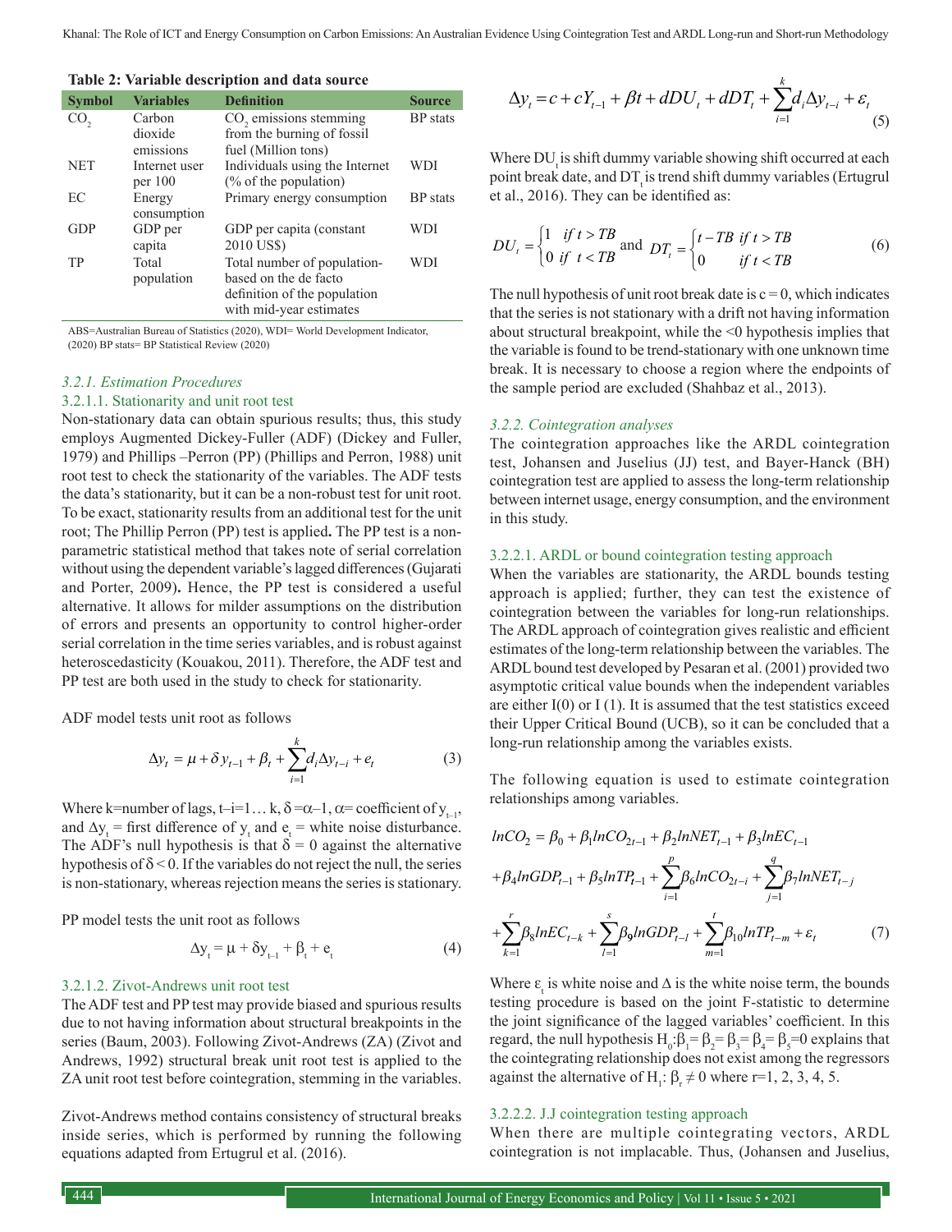**Table 2: Variable description and data source**

| Symbol | Variables | Definition | Source |
|---|---|---|---|
| $CO_2$ | Carbon dioxide emissions | $CO_2$ emissions stemming from the burning of fossil fuel (Million tons) | BP stats |
| NET | Internet user per 100 | Individuals using the Internet (% of the population) | WDI |
| EC | Energy consumption | Primary energy consumption | BP stats |
| GDP | GDP per capita | GDP per capita (constant 2010 US$) | WDI |
| TP | Total population | Total number of population-based on the de facto definition of the population with mid-year estimates | WDI |

ABS=Australian Bureau of Statistics (2020), WDI= World Development Indicator, (2020) BP stats= BP Statistical Review (2020)

#### *3.2.1. Estimation Procedures*

##### 3.2.1.1. Stationarity and unit root test

Non-stationary data can obtain spurious results; thus, this study employs Augmented Dickey-Fuller (ADF) (Dickey and Fuller, 1979) and Phillips –Perron (PP) (Phillips and Perron, 1988) unit root test to check the stationarity of the variables. The ADF tests the data's stationarity, but it can be a non-robust test for unit root. To be exact, stationarity results from an additional test for the unit root; The Phillip Perron (PP) test is applied**.** The PP test is a non-parametric statistical method that takes note of serial correlation without using the dependent variable's lagged differences (Gujarati and Porter, 2009)**.** Hence, the PP test is considered a useful alternative. It allows for milder assumptions on the distribution of errors and presents an opportunity to control higher-order serial correlation in the time series variables, and is robust against heteroscedasticity (Kouakou, 2011). Therefore, the ADF test and PP test are both used in the study to check for stationarity.

ADF model tests unit root as follows

$$\Delta y_t = \mu + \delta y_{t-1} + \beta_t + \sum_{i=1}^{k} d_i \Delta y_{t-i} + e_t \tag{3}$$

Where k=number of lags, t–i=1… k, $\delta = \alpha - 1$, $\alpha$= coefficient of $y_{t-1}$, and $\Delta y_t$ = first difference of $y_t$ and $e_t$ = white noise disturbance. The ADF's null hypothesis is that $\delta = 0$ against the alternative hypothesis of $\delta < 0$. If the variables do not reject the null, the series is non-stationary, whereas rejection means the series is stationary.

PP model tests the unit root as follows

$$\Delta y_t = \mu + \delta y_{t-1} + \beta_t + e_t \tag{4}$$

##### 3.2.1.2. Zivot-Andrews unit root test

The ADF test and PP test may provide biased and spurious results due to not having information about structural breakpoints in the series (Baum, 2003). Following Zivot-Andrews (ZA) (Zivot and Andrews, 1992) structural break unit root test is applied to the ZA unit root test before cointegration, stemming in the variables.

Zivot-Andrews method contains consistency of structural breaks inside series, which is performed by running the following equations adapted from Ertugrul et al. (2016).

$$\Delta y_t = c + cY_{t-1} + \beta t + dDU_t + dDT_t + \sum_{i=1}^{k} d_i \Delta y_{t-i} + \varepsilon_t \tag{5}$$

Where $DU_t$ is shift dummy variable showing shift occurred at each point break date, and $DT_t$ is trend shift dummy variables (Ertugrul et al., 2016). They can be identified as:

$$DU_t = \begin{cases} 1 & if\ t > TB \\ 0 & if\ t < TB \end{cases} \text{ and } DT_t = \begin{cases} t - TB & if\ t > TB \\ 0 & if\ t < TB \end{cases} \tag{6}$$

The null hypothesis of unit root break date is c = 0, which indicates that the series is not stationary with a drift not having information about structural breakpoint, while the <0 hypothesis implies that the variable is found to be trend-stationary with one unknown time break. It is necessary to choose a region where the endpoints of the sample period are excluded (Shahbaz et al., 2013).

#### *3.2.2. Cointegration analyses*

The cointegration approaches like the ARDL cointegration test, Johansen and Juselius (JJ) test, and Bayer-Hanck (BH) cointegration test are applied to assess the long-term relationship between internet usage, energy consumption, and the environment in this study.

##### 3.2.2.1. ARDL or bound cointegration testing approach

When the variables are stationarity, the ARDL bounds testing approach is applied; further, they can test the existence of cointegration between the variables for long-run relationships. The ARDL approach of cointegration gives realistic and efficient estimates of the long-term relationship between the variables. The ARDL bound test developed by Pesaran et al. (2001) provided two asymptotic critical value bounds when the independent variables are either I(0) or I (1). It is assumed that the test statistics exceed their Upper Critical Bound (UCB), so it can be concluded that a long-run relationship among the variables exists.

The following equation is used to estimate cointegration relationships among variables.

$$\begin{aligned} lnCO_2 &= \beta_0 + \beta_1 lnCO_{2t-1} + \beta_2 lnNET_{t-1} + \beta_3 lnEC_{t-1} \\ &+ \beta_4 lnGDP_{t-1} + \beta_5 lnTP_{t-1} + \sum_{i=1}^{p} \beta_6 lnCO_{2t-i} + \sum_{j=1}^{q} \beta_7 lnNET_{t-j} \\ &+ \sum_{k=1}^{r} \beta_8 lnEC_{t-k} + \sum_{l=1}^{s} \beta_9 lnGDP_{t-l} + \sum_{m=1}^{t} \beta_{10} lnTP_{t-m} + \varepsilon_t \end{aligned} \tag{7}$$

Where $\varepsilon_t$ is white noise and $\Delta$ is the white noise term, the bounds testing procedure is based on the joint F-statistic to determine the joint significance of the lagged variables' coefficient. In this regard, the null hypothesis $H_0: \beta_1 = \beta_2 = \beta_3 = \beta_4 = \beta_5 = 0$ explains that the cointegrating relationship does not exist among the regressors against the alternative of $H_1: \beta_r \neq 0$ where r=1, 2, 3, 4, 5.

##### 3.2.2.2. J.J cointegration testing approach

When there are multiple cointegrating vectors, ARDL cointegration is not implacable. Thus, (Johansen and Juselius,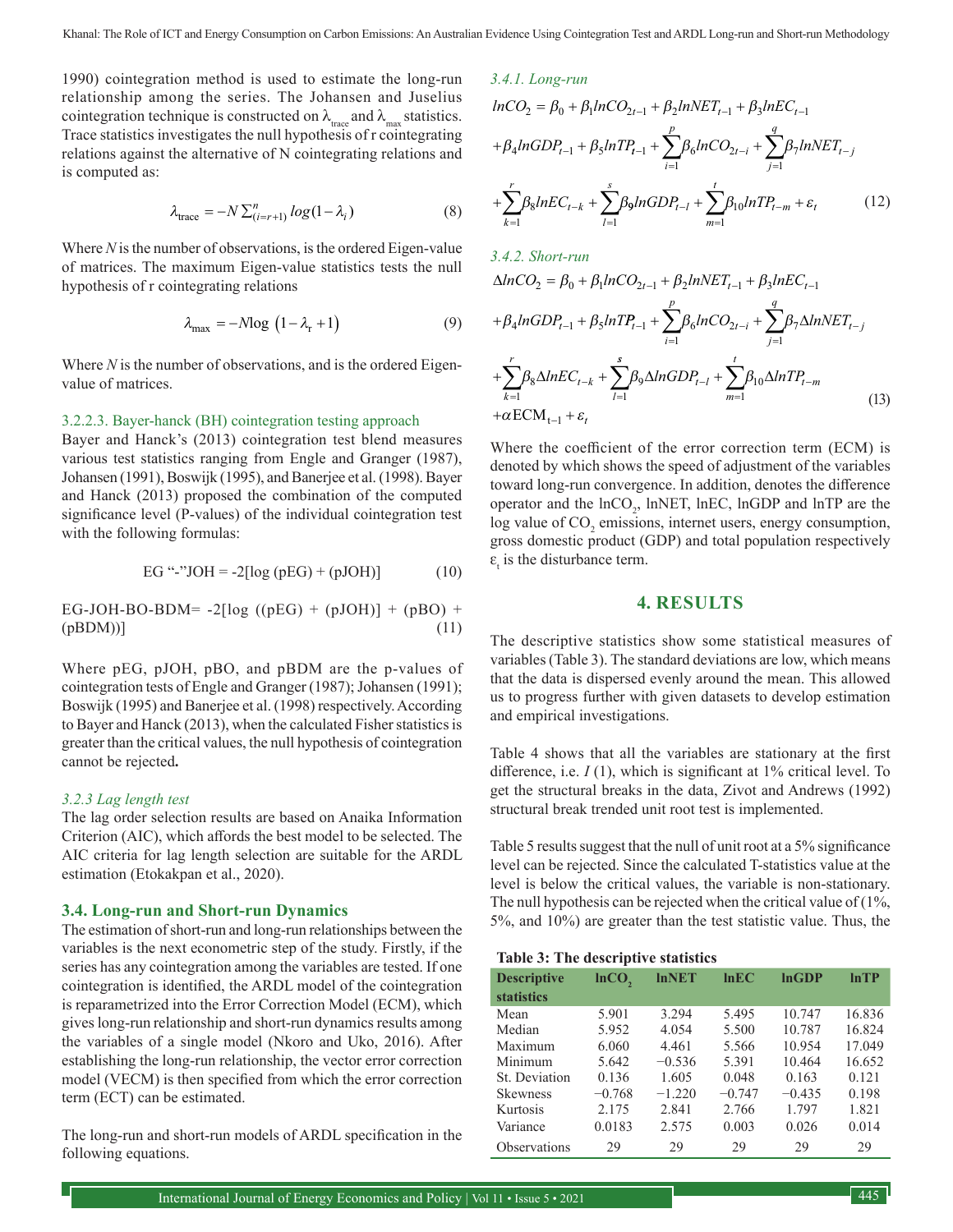1990) cointegration method is used to estimate the long-run relationship among the series. The Johansen and Juselius cointegration technique is constructed on $\lambda_{trace}$ and $\lambda_{max}$ statistics. Trace statistics investigates the null hypothesis of r cointegrating relations against the alternative of N cointegrating relations and is computed as:

$$\lambda_{\text{trace}} = -N\sum_{(i=r+1)}^{n} log(1-\lambda_i) \tag{8}$$

Where *N* is the number of observations, is the ordered Eigen-value of matrices. The maximum Eigen-value statistics tests the null hypothesis of r cointegrating relations

$$\lambda_{\max} = -N\log\left(1-\lambda_r+1\right) \tag{9}$$

Where *N* is the number of observations, and is the ordered Eigen-value of matrices.

#### 3.2.2.3. Bayer-hanck (BH) cointegration testing approach

Bayer and Hanck's (2013) cointegration test blend measures various test statistics ranging from Engle and Granger (1987), Johansen (1991), Boswijk (1995), and Banerjee et al. (1998). Bayer and Hanck (2013) proposed the combination of the computed significance level (P-values) of the individual cointegration test with the following formulas:

EG "-"JOH = -2[log (pEG) + (pJOH)] (10)

EG-JOH-BO-BDM= -2[log ((pEG) + (pJOH)] + (pBO) + (pBDM))] (11)

Where pEG, pJOH, pBO, and pBDM are the p-values of cointegration tests of Engle and Granger (1987); Johansen (1991); Boswijk (1995) and Banerjee et al. (1998) respectively. According to Bayer and Hanck (2013), when the calculated Fisher statistics is greater than the critical values, the null hypothesis of cointegration cannot be rejected**.**

#### *3.2.3 Lag length test*

The lag order selection results are based on Anaika Information Criterion (AIC), which affords the best model to be selected. The AIC criteria for lag length selection are suitable for the ARDL estimation (Etokakpan et al., 2020).

### 3.4. Long-run and Short-run Dynamics

The estimation of short-run and long-run relationships between the variables is the next econometric step of the study. Firstly, if the series has any cointegration among the variables are tested. If one cointegration is identified, the ARDL model of the cointegration is reparametrized into the Error Correction Model (ECM), which gives long-run relationship and short-run dynamics results among the variables of a single model (Nkoro and Uko, 2016). After establishing the long-run relationship, the vector error correction model (VECM) is then specified from which the error correction term (ECT) can be estimated.

The long-run and short-run models of ARDL specification in the following equations.

#### *3.4.1. Long-run*

$$\begin{aligned} lnCO_2 &= \beta_0 + \beta_1 lnCO_{2t-1} + \beta_2 lnNET_{t-1} + \beta_3 lnEC_{t-1} \\ &+ \beta_4 lnGDP_{t-1} + \beta_5 lnTP_{t-1} + \sum_{i=1}^{p}\beta_6 lnCO_{2t-i} + \sum_{j=1}^{q}\beta_7 lnNET_{t-j} \\ &+ \sum_{k=1}^{r}\beta_8 lnEC_{t-k} + \sum_{l=1}^{s}\beta_9 lnGDP_{t-l} + \sum_{m=1}^{t}\beta_{10} lnTP_{t-m} + \varepsilon_t \end{aligned} \tag{12}$$

#### *3.4.2. Short-run*

$$\begin{aligned} \Delta lnCO_2 &= \beta_0 + \beta_1 lnCO_{2t-1} + \beta_2 lnNET_{t-1} + \beta_3 lnEC_{t-1} \\ &+ \beta_4 lnGDP_{t-1} + \beta_5 lnTP_{t-1} + \sum_{i=1}^{p}\beta_6 lnCO_{2t-i} + \sum_{j=1}^{q}\beta_7 \Delta lnNET_{t-j} \\ &+ \sum_{k=1}^{r}\beta_8 \Delta lnEC_{t-k} + \sum_{l=1}^{s}\beta_9 \Delta lnGDP_{t-l} + \sum_{m=1}^{t}\beta_{10} \Delta lnTP_{t-m} \\ &+ \alpha ECM_{t-1} + \varepsilon_t \end{aligned} \tag{13}$$

Where the coefficient of the error correction term (ECM) is denoted by which shows the speed of adjustment of the variables toward long-run convergence. In addition, denotes the difference operator and the $lnCO_2$, lnNET, lnEC, lnGDP and lnTP are the log value of $CO_2$ emissions, internet users, energy consumption, gross domestic product (GDP) and total population respectively $\varepsilon_t$ is the disturbance term.

## 4. RESULTS

The descriptive statistics show some statistical measures of variables (Table 3). The standard deviations are low, which means that the data is dispersed evenly around the mean. This allowed us to progress further with given datasets to develop estimation and empirical investigations.

Table 4 shows that all the variables are stationary at the first difference, i.e. *I* (1), which is significant at 1% critical level. To get the structural breaks in the data, Zivot and Andrews (1992) structural break trended unit root test is implemented.

Table 5 results suggest that the null of unit root at a 5% significance level can be rejected. Since the calculated T-statistics value at the level is below the critical values, the variable is non-stationary. The null hypothesis can be rejected when the critical value of (1%, 5%, and 10%) are greater than the test statistic value. Thus, the

**Table 3: The descriptive statistics**

| Descriptive statistics | $lnCO_2$ | lnNET | lnEC | lnGDP | lnTP |
|---|---|---|---|---|---|
| Mean | 5.901 | 3.294 | 5.495 | 10.747 | 16.836 |
| Median | 5.952 | 4.054 | 5.500 | 10.787 | 16.824 |
| Maximum | 6.060 | 4.461 | 5.566 | 10.954 | 17.049 |
| Minimum | 5.642 | −0.536 | 5.391 | 10.464 | 16.652 |
| St. Deviation | 0.136 | 1.605 | 0.048 | 0.163 | 0.121 |
| Skewness | −0.768 | −1.220 | −0.747 | −0.435 | 0.198 |
| Kurtosis | 2.175 | 2.841 | 2.766 | 1.797 | 1.821 |
| Variance | 0.0183 | 2.575 | 0.003 | 0.026 | 0.014 |
| Observations | 29 | 29 | 29 | 29 | 29 |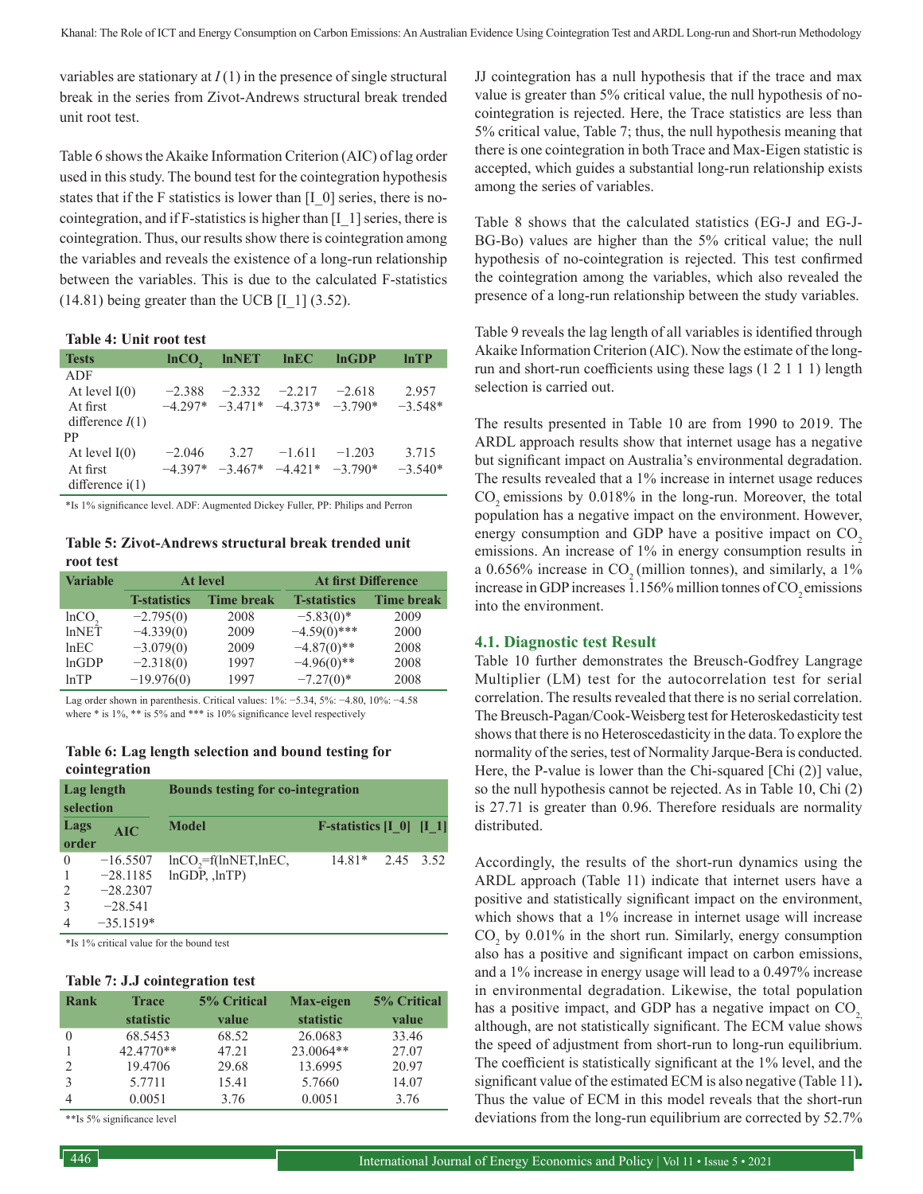variables are stationary at $I(1)$ in the presence of single structural break in the series from Zivot-Andrews structural break trended unit root test.

Table 6 shows the Akaike Information Criterion (AIC) of lag order used in this study. The bound test for the cointegration hypothesis states that if the F statistics is lower than [I_0] series, there is no-cointegration, and if F-statistics is higher than [I_1] series, there is cointegration. Thus, our results show there is cointegration among the variables and reveals the existence of a long-run relationship between the variables. This is due to the calculated F-statistics (14.81) being greater than the UCB [I_1] (3.52).

**Table 4: Unit root test**

| Tests | $lnCO_2$ | lnNET | lnEC | lnGDP | lnTP |
|---|---|---|---|---|---|
| ADF | | | | | |
| At level I(0) | −2.388 | −2.332 | −2.217 | −2.618 | 2.957 |
| At first difference $I(1)$ | −4.297* | −3.471* | −4.373* | −3.790* | −3.548* |
| PP | | | | | |
| At level I(0) | −2.046 | 3.27 | −1.611 | −1.203 | 3.715 |
| At first difference i(1) | −4.397* | −3.467* | −4.421* | −3.790* | −3.540* |

*Is 1% significance level. ADF: Augmented Dickey Fuller, PP: Philips and Perron

**Table 5: Zivot-Andrews structural break trended unit root test**

| Variable | At level | | At first Difference | |
|---|---|---|---|---|
| | T-statistics | Time break | T-statistics | Time break |
| $lnCO_2$ | −2.795(0) | 2008 | −5.83(0)* | 2009 |
| lnNET | −4.339(0) | 2009 | −4.59(0)*** | 2000 |
| lnEC | −3.079(0) | 2009 | −4.87(0)** | 2008 |
| lnGDP | −2.318(0) | 1997 | −4.96(0)** | 2008 |
| lnTP | −19.976(0) | 1997 | −7.27(0)* | 2008 |

Lag order shown in parenthesis. Critical values: 1%: −5.34, 5%: −4.80, 10%: −4.58 where * is 1%, ** is 5% and *** is 10% significance level respectively

**Table 6: Lag length selection and bound testing for cointegration**

| Lag length selection | | Bounds testing for co-integration | | | |
|---|---|---|---|---|---|
| Lags order | AIC | Model | F-statistics | [I_0] | [I_1] |
| 0 | −16.5507 | $lnCO_2$=f(lnNET,lnEC, lnGDP, ,lnTP) | 14.81* | 2.45 | 3.52 |
| 1 | −28.1185 | | | | |
| 2 | −28.2307 | | | | |
| 3 | −28.541 | | | | |
| 4 | −35.1519* | | | | |

*Is 1% critical value for the bound test

**Table 7: J.J cointegration test**

| Rank | Trace statistic | 5% Critical value | Max-eigen statistic | 5% Critical value |
|---|---|---|---|---|
| 0 | 68.5453 | 68.52 | 26.0683 | 33.46 |
| 1 | 42.4770** | 47.21 | 23.0064** | 27.07 |
| 2 | 19.4706 | 29.68 | 13.6995 | 20.97 |
| 3 | 5.7711 | 15.41 | 5.7660 | 14.07 |
| 4 | 0.0051 | 3.76 | 0.0051 | 3.76 |

**Is 5% significance level

JJ cointegration has a null hypothesis that if the trace and max value is greater than 5% critical value, the null hypothesis of no-cointegration is rejected. Here, the Trace statistics are less than 5% critical value, Table 7; thus, the null hypothesis meaning that there is one cointegration in both Trace and Max-Eigen statistic is accepted, which guides a substantial long-run relationship exists among the series of variables.

Table 8 shows that the calculated statistics (EG-J and EG-J-BG-Bo) values are higher than the 5% critical value; the null hypothesis of no-cointegration is rejected. This test confirmed the cointegration among the variables, which also revealed the presence of a long-run relationship between the study variables.

Table 9 reveals the lag length of all variables is identified through Akaike Information Criterion (AIC). Now the estimate of the long-run and short-run coefficients using these lags (1 2 1 1 1) length selection is carried out.

The results presented in Table 10 are from 1990 to 2019. The ARDL approach results show that internet usage has a negative but significant impact on Australia's environmental degradation. The results revealed that a 1% increase in internet usage reduces $CO_2$ emissions by 0.018% in the long-run. Moreover, the total population has a negative impact on the environment. However, energy consumption and GDP have a positive impact on $CO_2$ emissions. An increase of 1% in energy consumption results in a 0.656% increase in $CO_2$ (million tonnes), and similarly, a 1% increase in GDP increases 1.156% million tonnes of $CO_2$ emissions into the environment.

### 4.1. Diagnostic test Result

Table 10 further demonstrates the Breusch-Godfrey Langrage Multiplier (LM) test for the autocorrelation test for serial correlation. The results revealed that there is no serial correlation. The Breusch-Pagan/Cook-Weisberg test for Heteroskedasticity test shows that there is no Heteroscedasticity in the data. To explore the normality of the series, test of Normality Jarque-Bera is conducted. Here, the P-value is lower than the Chi-squared [Chi (2)] value, so the null hypothesis cannot be rejected. As in Table 10, Chi (2) is 27.71 is greater than 0.96. Therefore residuals are normality distributed.

Accordingly, the results of the short-run dynamics using the ARDL approach (Table 11) indicate that internet users have a positive and statistically significant impact on the environment, which shows that a 1% increase in internet usage will increase $CO_2$ by 0.01% in the short run. Similarly, energy consumption also has a positive and significant impact on carbon emissions, and a 1% increase in energy usage will lead to a 0.497% increase in environmental degradation. Likewise, the total population has a positive impact, and GDP has a negative impact on $CO_2$, although, are not statistically significant. The ECM value shows the speed of adjustment from short-run to long-run equilibrium. The coefficient is statistically significant at the 1% level, and the significant value of the estimated ECM is also negative (Table 11)**.** Thus the value of ECM in this model reveals that the short-run deviations from the long-run equilibrium are corrected by 52.7%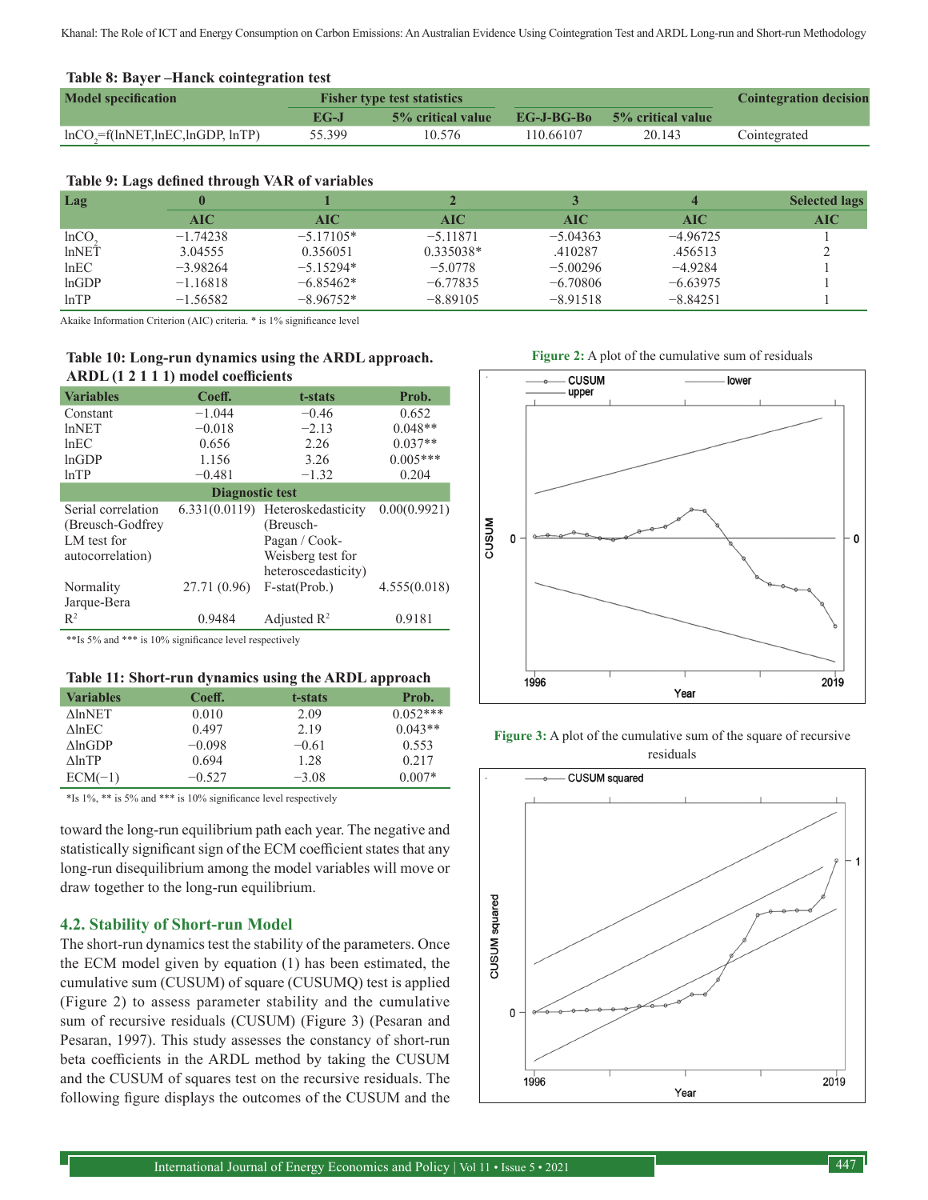**Table 8: Bayer –Hanck cointegration test**

| Model specification | Fisher type test statistics | | | | Cointegration decision |
|---|---|---|---|---|---|
| | EG-J | 5% critical value | EG-J-BG-Bo | 5% critical value | |
| $\ln CO_2$=f(lnNET,lnEC,lnGDP, lnTP) | 55.399 | 10.576 | 110.66107 | 20.143 | Cointegrated |

**Table 9: Lags defined through VAR of variables**

| Lag | 0 | 1 | 2 | 3 | 4 | Selected lags |
|---|---|---|---|---|---|---|
| | AIC | AIC | AIC | AIC | AIC | AIC |
| $\ln CO_2$ | −1.74238 | −5.17105* | −5.11871 | −5.04363 | −4.96725 | 1 |
| lnNET | 3.04555 | 0.356051 | 0.335038* | .410287 | .456513 | 2 |
| lnEC | −3.98264 | −5.15294* | −5.0778 | −5.00296 | −4.9284 | 1 |
| lnGDP | −1.16818 | −6.85462* | −6.77835 | −6.70806 | −6.63975 | 1 |
| lnTP | −1.56582 | −8.96752* | −8.89105 | −8.91518 | −8.84251 | 1 |

Akaike Information Criterion (AIC) criteria. * is 1% significance level

**Table 10: Long-run dynamics using the ARDL approach. ARDL (1 2 1 1 1) model coefficients**

| Variables | Coeff. | t-stats | Prob. |
|---|---|---|---|
| Constant | −1.044 | −0.46 | 0.652 |
| lnNET | −0.018 | −2.13 | 0.048** |
| lnEC | 0.656 | 2.26 | 0.037** |
| lnGDP | 1.156 | 3.26 | 0.005*** |
| lnTP | −0.481 | −1.32 | 0.204 |
| **Diagnostic test** | | | |
| Serial correlation (Breusch-Godfrey LM test for autocorrelation) | 6.331(0.0119) | Heteroskedasticity (Breusch-Pagan / Cook-Weisberg test for heteroscedasticity) | 0.00(0.9921) |
| Normality Jarque-Bera | 27.71 (0.96) | F-stat(Prob.) | 4.555(0.018) |
| $R^2$ | 0.9484 | Adjusted $R^2$ | 0.9181 |

**Is 5% and *** is 10% significance level respectively

**Table 11: Short-run dynamics using the ARDL approach**

| Variables | Coeff. | t-stats | Prob. |
|---|---|---|---|
| ΔlnNET | 0.010 | 2.09 | 0.052*** |
| ΔlnEC | 0.497 | 2.19 | 0.043** |
| ΔlnGDP | −0.098 | −0.61 | 0.553 |
| ΔlnTP | 0.694 | 1.28 | 0.217 |
| ECM(−1) | −0.527 | −3.08 | 0.007* |

*Is 1%, ** is 5% and *** is 10% significance level respectively

toward the long-run equilibrium path each year. The negative and statistically significant sign of the ECM coefficient states that any long-run disequilibrium among the model variables will move or draw together to the long-run equilibrium.

### 4.2. Stability of Short-run Model

The short-run dynamics test the stability of the parameters. Once the ECM model given by equation (1) has been estimated, the cumulative sum (CUSUM) of square (CUSUMQ) test is applied (Figure 2) to assess parameter stability and the cumulative sum of recursive residuals (CUSUM) (Figure 3) (Pesaran and Pesaran, 1997). This study assesses the constancy of short-run beta coefficients in the ARDL method by taking the CUSUM and the CUSUM of squares test on the recursive residuals. The following figure displays the outcomes of the CUSUM and the

**Figure 2:** A plot of the cumulative sum of residuals

**Figure 3:** A plot of the cumulative sum of the square of recursive residuals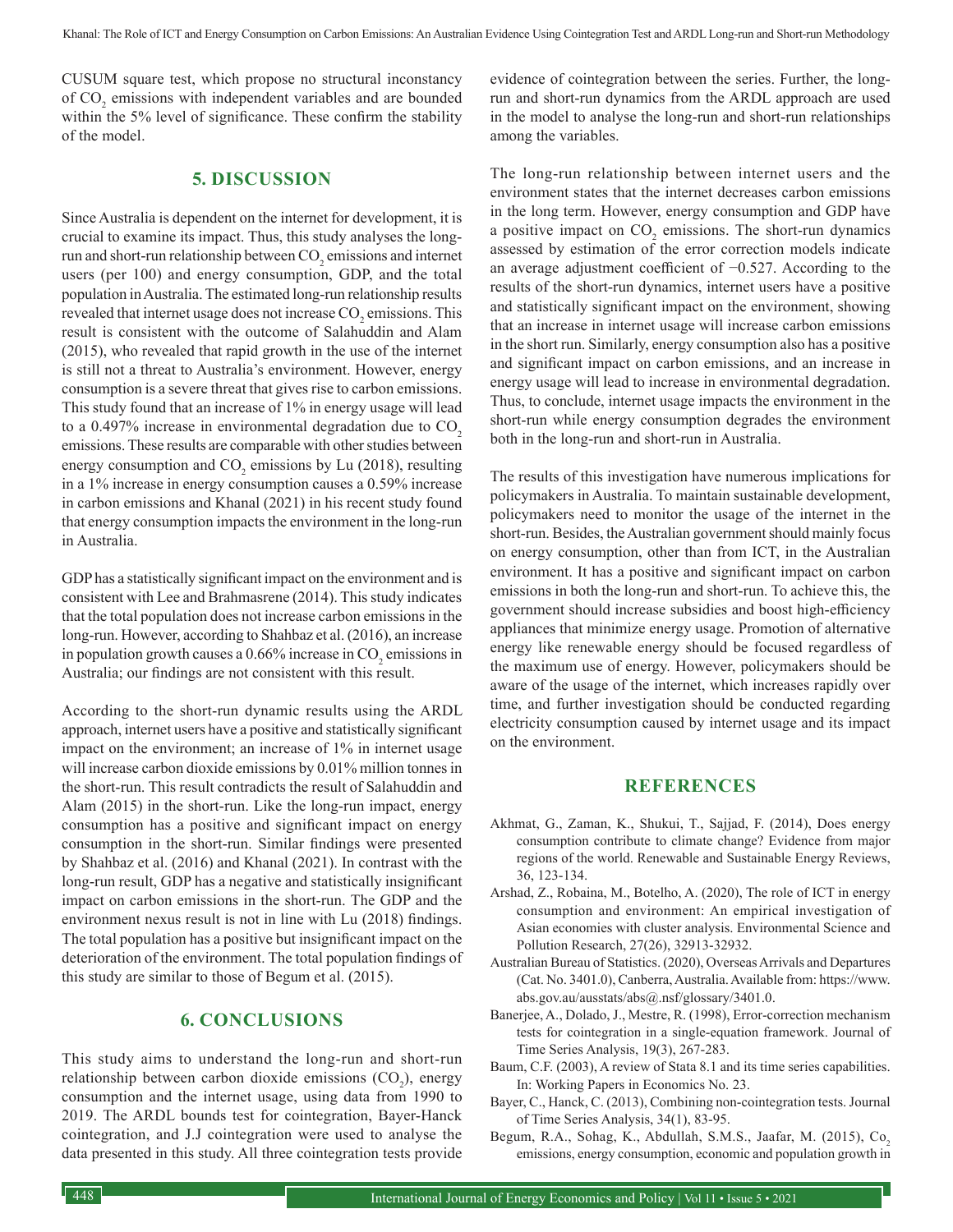CUSUM square test, which propose no structural inconstancy of $CO_2$ emissions with independent variables and are bounded within the 5% level of significance. These confirm the stability of the model.

## 5. DISCUSSION

Since Australia is dependent on the internet for development, it is crucial to examine its impact. Thus, this study analyses the long-run and short-run relationship between $CO_2$ emissions and internet users (per 100) and energy consumption, GDP, and the total population in Australia. The estimated long-run relationship results revealed that internet usage does not increase $CO_2$ emissions. This result is consistent with the outcome of Salahuddin and Alam (2015), who revealed that rapid growth in the use of the internet is still not a threat to Australia's environment. However, energy consumption is a severe threat that gives rise to carbon emissions. This study found that an increase of 1% in energy usage will lead to a 0.497% increase in environmental degradation due to $CO_2$ emissions. These results are comparable with other studies between energy consumption and $CO_2$ emissions by Lu (2018), resulting in a 1% increase in energy consumption causes a 0.59% increase in carbon emissions and Khanal (2021) in his recent study found that energy consumption impacts the environment in the long-run in Australia.

GDP has a statistically significant impact on the environment and is consistent with Lee and Brahmasrene (2014). This study indicates that the total population does not increase carbon emissions in the long-run. However, according to Shahbaz et al. (2016), an increase in population growth causes a 0.66% increase in $CO_2$ emissions in Australia; our findings are not consistent with this result.

According to the short-run dynamic results using the ARDL approach, internet users have a positive and statistically significant impact on the environment; an increase of 1% in internet usage will increase carbon dioxide emissions by 0.01% million tonnes in the short-run. This result contradicts the result of Salahuddin and Alam (2015) in the short-run. Like the long-run impact, energy consumption has a positive and significant impact on energy consumption in the short-run. Similar findings were presented by Shahbaz et al. (2016) and Khanal (2021). In contrast with the long-run result, GDP has a negative and statistically insignificant impact on carbon emissions in the short-run. The GDP and the environment nexus result is not in line with Lu (2018) findings. The total population has a positive but insignificant impact on the deterioration of the environment. The total population findings of this study are similar to those of Begum et al. (2015).

## 6. CONCLUSIONS

This study aims to understand the long-run and short-run relationship between carbon dioxide emissions ($CO_2$), energy consumption and the internet usage, using data from 1990 to 2019. The ARDL bounds test for cointegration, Bayer-Hanck cointegration, and J.J cointegration were used to analyse the data presented in this study. All three cointegration tests provide evidence of cointegration between the series. Further, the long-run and short-run dynamics from the ARDL approach are used in the model to analyse the long-run and short-run relationships among the variables.

The long-run relationship between internet users and the environment states that the internet decreases carbon emissions in the long term. However, energy consumption and GDP have a positive impact on $CO_2$ emissions. The short-run dynamics assessed by estimation of the error correction models indicate an average adjustment coefficient of −0.527. According to the results of the short-run dynamics, internet users have a positive and statistically significant impact on the environment, showing that an increase in internet usage will increase carbon emissions in the short run. Similarly, energy consumption also has a positive and significant impact on carbon emissions, and an increase in energy usage will lead to increase in environmental degradation. Thus, to conclude, internet usage impacts the environment in the short-run while energy consumption degrades the environment both in the long-run and short-run in Australia.

The results of this investigation have numerous implications for policymakers in Australia. To maintain sustainable development, policymakers need to monitor the usage of the internet in the short-run. Besides, the Australian government should mainly focus on energy consumption, other than from ICT, in the Australian environment. It has a positive and significant impact on carbon emissions in both the long-run and short-run. To achieve this, the government should increase subsidies and boost high-efficiency appliances that minimize energy usage. Promotion of alternative energy like renewable energy should be focused regardless of the maximum use of energy. However, policymakers should be aware of the usage of the internet, which increases rapidly over time, and further investigation should be conducted regarding electricity consumption caused by internet usage and its impact on the environment.

## REFERENCES

Akhmat, G., Zaman, K., Shukui, T., Sajjad, F. (2014), Does energy consumption contribute to climate change? Evidence from major regions of the world. Renewable and Sustainable Energy Reviews, 36, 123-134.

Arshad, Z., Robaina, M., Botelho, A. (2020), The role of ICT in energy consumption and environment: An empirical investigation of Asian economies with cluster analysis. Environmental Science and Pollution Research, 27(26), 32913-32932.

Australian Bureau of Statistics. (2020), Overseas Arrivals and Departures (Cat. No. 3401.0), Canberra, Australia. Available from: https://www.abs.gov.au/ausstats/abs@.nsf/glossary/3401.0.

Banerjee, A., Dolado, J., Mestre, R. (1998), Error-correction mechanism tests for cointegration in a single-equation framework. Journal of Time Series Analysis, 19(3), 267-283.

Baum, C.F. (2003), A review of Stata 8.1 and its time series capabilities. In: Working Papers in Economics No. 23.

Bayer, C., Hanck, C. (2013), Combining non-cointegration tests. Journal of Time Series Analysis, 34(1), 83-95.

Begum, R.A., Sohag, K., Abdullah, S.M.S., Jaafar, M. (2015), $Co_2$ emissions, energy consumption, economic and population growth in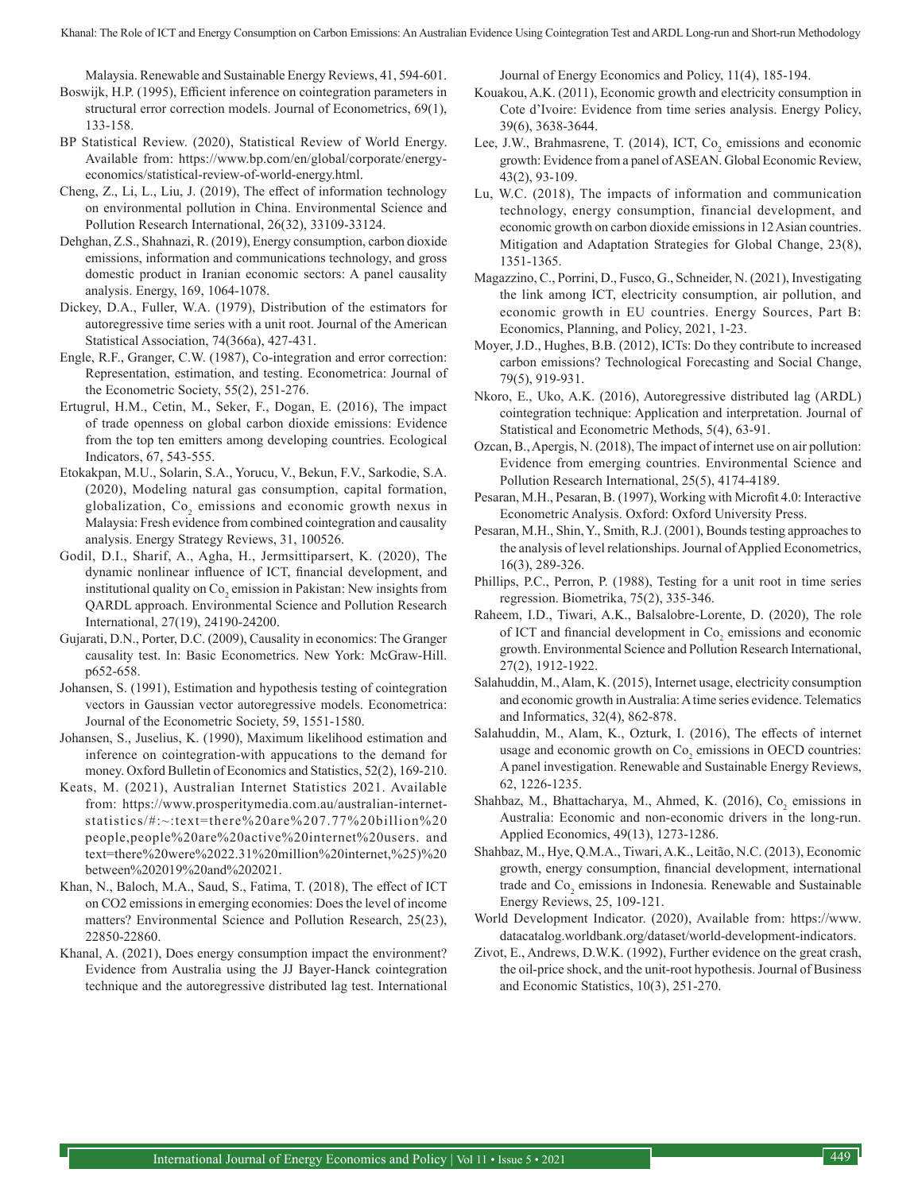Malaysia. Renewable and Sustainable Energy Reviews, 41, 594-601.

Boswijk, H.P. (1995), Efficient inference on cointegration parameters in structural error correction models. Journal of Econometrics, 69(1), 133-158.

BP Statistical Review. (2020), Statistical Review of World Energy. Available from: https://www.bp.com/en/global/corporate/energy-economics/statistical-review-of-world-energy.html.

Cheng, Z., Li, L., Liu, J. (2019), The effect of information technology on environmental pollution in China. Environmental Science and Pollution Research International, 26(32), 33109-33124.

Dehghan, Z.S., Shahnazi, R. (2019), Energy consumption, carbon dioxide emissions, information and communications technology, and gross domestic product in Iranian economic sectors: A panel causality analysis. Energy, 169, 1064-1078.

Dickey, D.A., Fuller, W.A. (1979), Distribution of the estimators for autoregressive time series with a unit root. Journal of the American Statistical Association, 74(366a), 427-431.

Engle, R.F., Granger, C.W. (1987), Co-integration and error correction: Representation, estimation, and testing. Econometrica: Journal of the Econometric Society, 55(2), 251-276.

Ertugrul, H.M., Cetin, M., Seker, F., Dogan, E. (2016), The impact of trade openness on global carbon dioxide emissions: Evidence from the top ten emitters among developing countries. Ecological Indicators, 67, 543-555.

Etokakpan, M.U., Solarin, S.A., Yorucu, V., Bekun, F.V., Sarkodie, S.A. (2020), Modeling natural gas consumption, capital formation, globalization, $Co_2$ emissions and economic growth nexus in Malaysia: Fresh evidence from combined cointegration and causality analysis. Energy Strategy Reviews, 31, 100526.

Godil, D.I., Sharif, A., Agha, H., Jermsittiparsert, K. (2020), The dynamic nonlinear influence of ICT, financial development, and institutional quality on $Co_2$ emission in Pakistan: New insights from QARDL approach. Environmental Science and Pollution Research International, 27(19), 24190-24200.

Gujarati, D.N., Porter, D.C. (2009), Causality in economics: The Granger causality test. In: Basic Econometrics. New York: McGraw-Hill. p652-658.

Johansen, S. (1991), Estimation and hypothesis testing of cointegration vectors in Gaussian vector autoregressive models. Econometrica: Journal of the Econometric Society, 59, 1551-1580.

Johansen, S., Juselius, K. (1990), Maximum likelihood estimation and inference on cointegration-with appucations to the demand for money. Oxford Bulletin of Economics and Statistics, 52(2), 169-210.

Keats, M. (2021), Australian Internet Statistics 2021. Available from: https://www.prosperitymedia.com.au/australian-internet-statistics/#:~:text=there%20are%207.77%20billion%20people,people%20are%20active%20internet%20users. and text=there%20were%2022.31%20million%20internet,%25)%20between%202019%20and%202021.

Khan, N., Baloch, M.A., Saud, S., Fatima, T. (2018), The effect of ICT on CO2 emissions in emerging economies: Does the level of income matters? Environmental Science and Pollution Research, 25(23), 22850-22860.

Khanal, A. (2021), Does energy consumption impact the environment? Evidence from Australia using the JJ Bayer-Hanck cointegration technique and the autoregressive distributed lag test. International Journal of Energy Economics and Policy, 11(4), 185-194.

Kouakou, A.K. (2011), Economic growth and electricity consumption in Cote d'Ivoire: Evidence from time series analysis. Energy Policy, 39(6), 3638-3644.

Lee, J.W., Brahmasrene, T. (2014), ICT, $Co_2$ emissions and economic growth: Evidence from a panel of ASEAN. Global Economic Review, 43(2), 93-109.

Lu, W.C. (2018), The impacts of information and communication technology, energy consumption, financial development, and economic growth on carbon dioxide emissions in 12 Asian countries. Mitigation and Adaptation Strategies for Global Change, 23(8), 1351-1365.

Magazzino, C., Porrini, D., Fusco, G., Schneider, N. (2021), Investigating the link among ICT, electricity consumption, air pollution, and economic growth in EU countries. Energy Sources, Part B: Economics, Planning, and Policy, 2021, 1-23.

Moyer, J.D., Hughes, B.B. (2012), ICTs: Do they contribute to increased carbon emissions? Technological Forecasting and Social Change, 79(5), 919-931.

Nkoro, E., Uko, A.K. (2016), Autoregressive distributed lag (ARDL) cointegration technique: Application and interpretation. Journal of Statistical and Econometric Methods, 5(4), 63-91.

Ozcan, B., Apergis, N. (2018), The impact of internet use on air pollution: Evidence from emerging countries. Environmental Science and Pollution Research International, 25(5), 4174-4189.

Pesaran, M.H., Pesaran, B. (1997), Working with Microfit 4.0: Interactive Econometric Analysis. Oxford: Oxford University Press.

Pesaran, M.H., Shin, Y., Smith, R.J. (2001), Bounds testing approaches to the analysis of level relationships. Journal of Applied Econometrics, 16(3), 289-326.

Phillips, P.C., Perron, P. (1988), Testing for a unit root in time series regression. Biometrika, 75(2), 335-346.

Raheem, I.D., Tiwari, A.K., Balsalobre-Lorente, D. (2020), The role of ICT and financial development in $Co_2$ emissions and economic growth. Environmental Science and Pollution Research International, 27(2), 1912-1922.

Salahuddin, M., Alam, K. (2015), Internet usage, electricity consumption and economic growth in Australia: A time series evidence. Telematics and Informatics, 32(4), 862-878.

Salahuddin, M., Alam, K., Ozturk, I. (2016), The effects of internet usage and economic growth on $Co_2$ emissions in OECD countries: A panel investigation. Renewable and Sustainable Energy Reviews, 62, 1226-1235.

Shahbaz, M., Bhattacharya, M., Ahmed, K. (2016), $Co_2$ emissions in Australia: Economic and non-economic drivers in the long-run. Applied Economics, 49(13), 1273-1286.

Shahbaz, M., Hye, Q.M.A., Tiwari, A.K., Leitão, N.C. (2013), Economic growth, energy consumption, financial development, international trade and $Co_2$ emissions in Indonesia. Renewable and Sustainable Energy Reviews, 25, 109-121.

World Development Indicator. (2020), Available from: https://www.datacatalog.worldbank.org/dataset/world-development-indicators.

Zivot, E., Andrews, D.W.K. (1992), Further evidence on the great crash, the oil-price shock, and the unit-root hypothesis. Journal of Business and Economic Statistics, 10(3), 251-270.